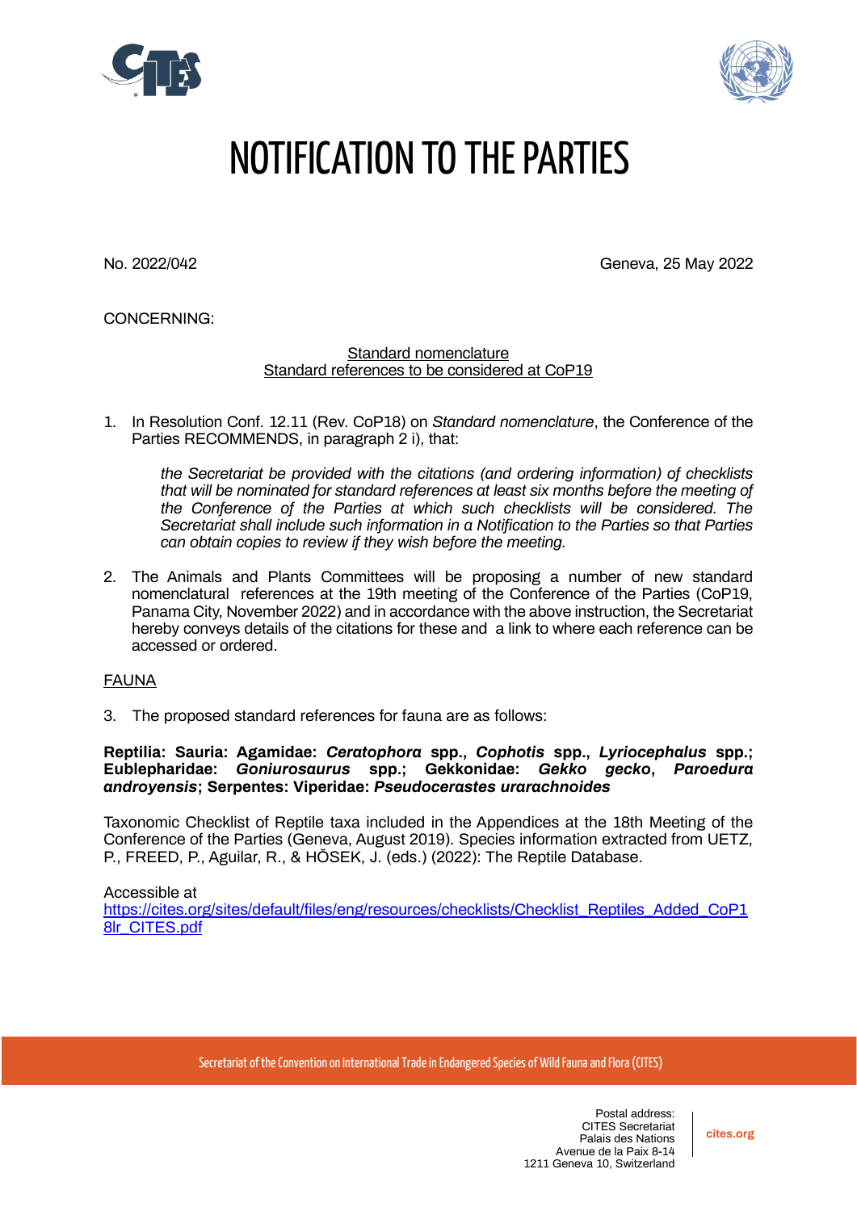# NOTIFICATION TO THE PARTIES

No. 2022/042

Geneva, 25 May 2022

CONCERNING:

Standard nomenclature
Standard references to be considered at CoP19

1. In Resolution Conf. 12.11 (Rev. CoP18) on *Standard nomenclature*, the Conference of the Parties RECOMMENDS, in paragraph 2 i), that:

   *the Secretariat be provided with the citations (and ordering information) of checklists that will be nominated for standard references at least six months before the meeting of the Conference of the Parties at which such checklists will be considered. The Secretariat shall include such information in a Notification to the Parties so that Parties can obtain copies to review if they wish before the meeting.*

2. The Animals and Plants Committees will be proposing a number of new standard nomenclatural references at the 19th meeting of the Conference of the Parties (CoP19, Panama City, November 2022) and in accordance with the above instruction, the Secretariat hereby conveys details of the citations for these and a link to where each reference can be accessed or ordered.

FAUNA

3. The proposed standard references for fauna are as follows:

**Reptilia: Sauria: Agamidae: *Ceratophora* spp., *Cophotis* spp., *Lyriocephalus* spp.; Eublepharidae: *Goniurosaurus* spp.; Gekkonidae: *Gekko gecko*, *Paroedura androyensis*; Serpentes: Viperidae: *Pseudocerastes urarachnoides***

Taxonomic Checklist of Reptile taxa included in the Appendices at the 18th Meeting of the Conference of the Parties (Geneva, August 2019). Species information extracted from UETZ, P., FREED, P., Aguilar, R., & HŎSEK, J. (eds.) (2022): The Reptile Database.

Accessible at
https://cites.org/sites/default/files/eng/resources/checklists/Checklist_Reptiles_Added_CoP18lr_CITES.pdf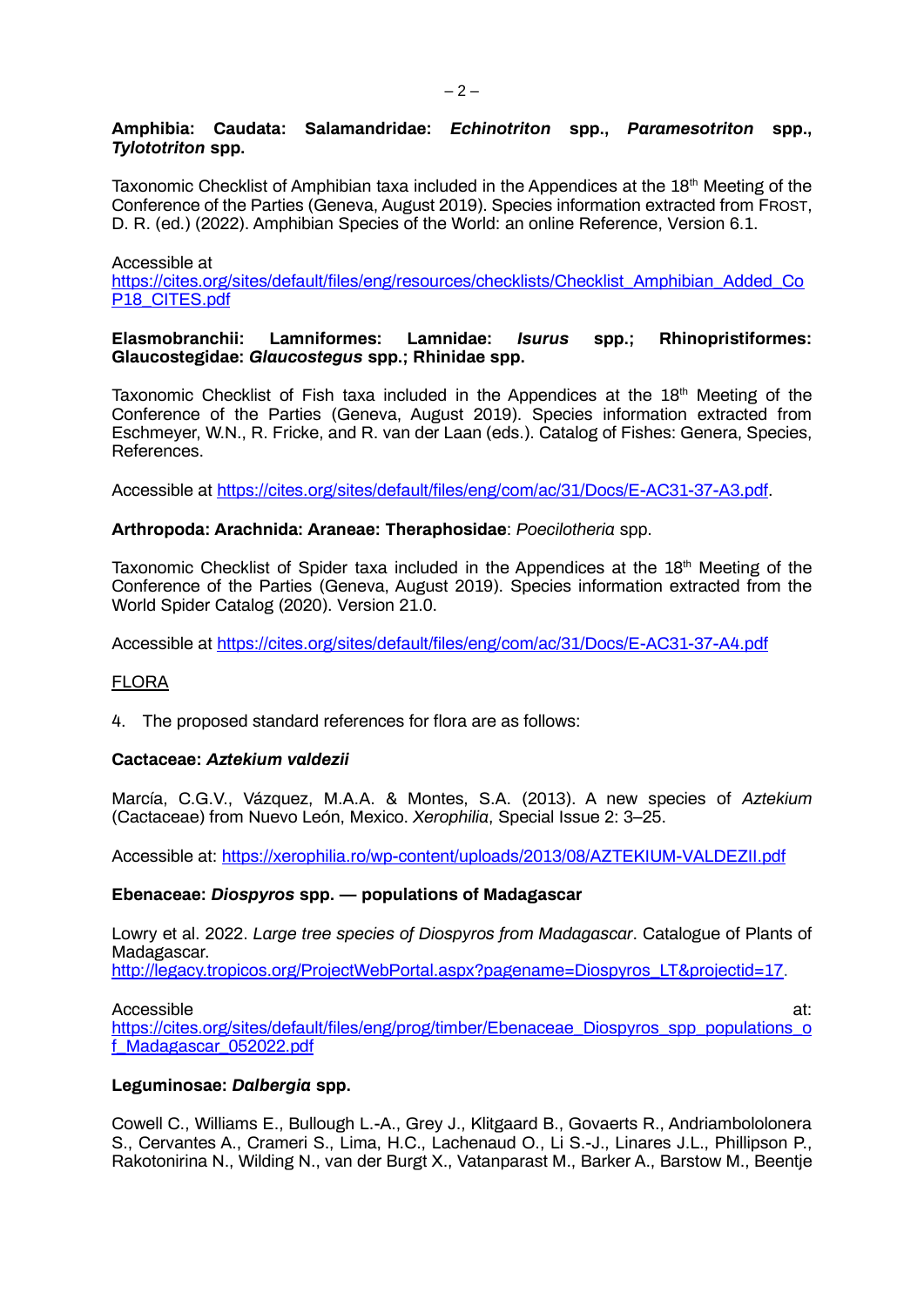**Amphibia: Caudata: Salamandridae: *Echinotriton* spp., *Paramesotriton* spp., *Tylototriton* spp.**

Taxonomic Checklist of Amphibian taxa included in the Appendices at the 18th Meeting of the Conference of the Parties (Geneva, August 2019). Species information extracted from FROST, D. R. (ed.) (2022). Amphibian Species of the World: an online Reference, Version 6.1.

Accessible at
https://cites.org/sites/default/files/eng/resources/checklists/Checklist_Amphibian_Added_CoP18_CITES.pdf

**Elasmobranchii: Lamniformes: Lamnidae: *Isurus* spp.; Rhinopristiformes: Glaucostegidae: *Glaucostegus* spp.; Rhinidae spp.**

Taxonomic Checklist of Fish taxa included in the Appendices at the 18th Meeting of the Conference of the Parties (Geneva, August 2019). Species information extracted from Eschmeyer, W.N., R. Fricke, and R. van der Laan (eds.). Catalog of Fishes: Genera, Species, References.

Accessible at https://cites.org/sites/default/files/eng/com/ac/31/Docs/E-AC31-37-A3.pdf.

**Arthropoda: Arachnida: Araneae: Theraphosidae**: *Poecilotheria* spp.

Taxonomic Checklist of Spider taxa included in the Appendices at the 18th Meeting of the Conference of the Parties (Geneva, August 2019). Species information extracted from the World Spider Catalog (2020). Version 21.0.

Accessible at https://cites.org/sites/default/files/eng/com/ac/31/Docs/E-AC31-37-A4.pdf

FLORA

4. The proposed standard references for flora are as follows:

**Cactaceae: *Aztekium valdezii***

Marcía, C.G.V., Vázquez, M.A.A. & Montes, S.A. (2013). A new species of *Aztekium* (Cactaceae) from Nuevo León, Mexico. *Xerophilia*, Special Issue 2: 3–25.

Accessible at: https://xerophilia.ro/wp-content/uploads/2013/08/AZTEKIUM-VALDEZII.pdf

**Ebenaceae: *Diospyros* spp. — populations of Madagascar**

Lowry et al. 2022. *Large tree species of Diospyros from Madagascar*. Catalogue of Plants of Madagascar.
http://legacy.tropicos.org/ProjectWebPortal.aspx?pagename=Diospyros_LT&projectid=17.

Accessible at:
https://cites.org/sites/default/files/eng/prog/timber/Ebenaceae_Diospyros_spp_populations_of_Madagascar_052022.pdf

**Leguminosae: *Dalbergia* spp.**

Cowell C., Williams E., Bullough L.-A., Grey J., Klitgaard B., Govaerts R., Andriambololonera S., Cervantes A., Crameri S., Lima, H.C., Lachenaud O., Li S.-J., Linares J.L., Phillipson P., Rakotonirina N., Wilding N., van der Burgt X., Vatanparast M., Barker A., Barstow M., Beentje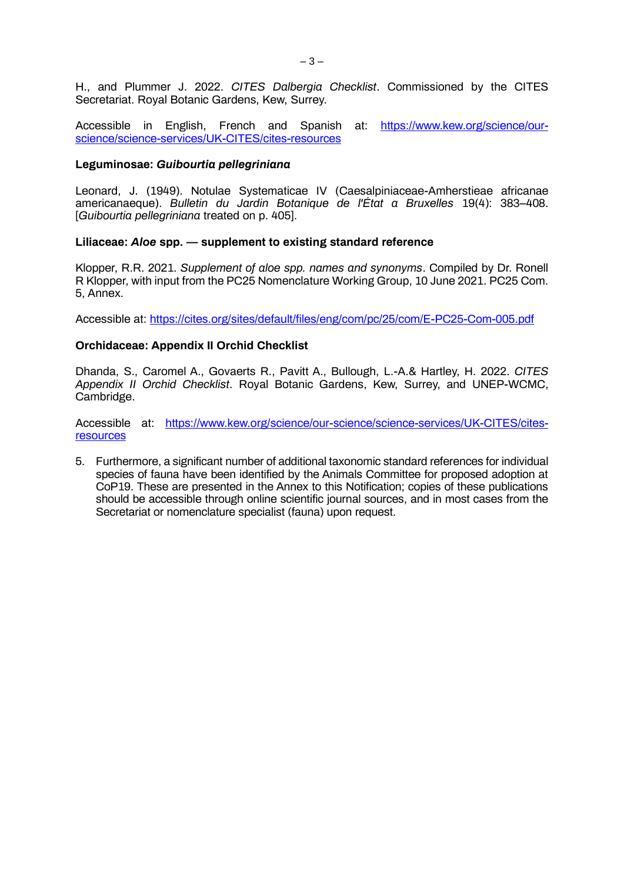H., and Plummer J. 2022. *CITES Dalbergia Checklist*. Commissioned by the CITES Secretariat. Royal Botanic Gardens, Kew, Surrey.

Accessible in English, French and Spanish at: https://www.kew.org/science/our-science/science-services/UK-CITES/cites-resources

**Leguminosae: *Guibourtia pellegriniana***

Leonard, J. (1949). Notulae Systematicae IV (Caesalpiniaceae-Amherstieae africanae americanaeque). *Bulletin du Jardin Botanique de l'État a Bruxelles* 19(4): 383–408. [*Guibourtia pellegriniana* treated on p. 405].

**Liliaceae: *Aloe* spp. — supplement to existing standard reference**

Klopper, R.R. 2021. *Supplement of aloe spp. names and synonyms*. Compiled by Dr. Ronell R Klopper, with input from the PC25 Nomenclature Working Group, 10 June 2021. PC25 Com. 5, Annex.

Accessible at: https://cites.org/sites/default/files/eng/com/pc/25/com/E-PC25-Com-005.pdf

**Orchidaceae: Appendix II Orchid Checklist**

Dhanda, S., Caromel A., Govaerts R., Pavitt A., Bullough, L.-A.& Hartley, H. 2022. *CITES Appendix II Orchid Checklist*. Royal Botanic Gardens, Kew, Surrey, and UNEP-WCMC, Cambridge.

Accessible at: https://www.kew.org/science/our-science/science-services/UK-CITES/cites-resources

5. Furthermore, a significant number of additional taxonomic standard references for individual species of fauna have been identified by the Animals Committee for proposed adoption at CoP19. These are presented in the Annex to this Notification; copies of these publications should be accessible through online scientific journal sources, and in most cases from the Secretariat or nomenclature specialist (fauna) upon request.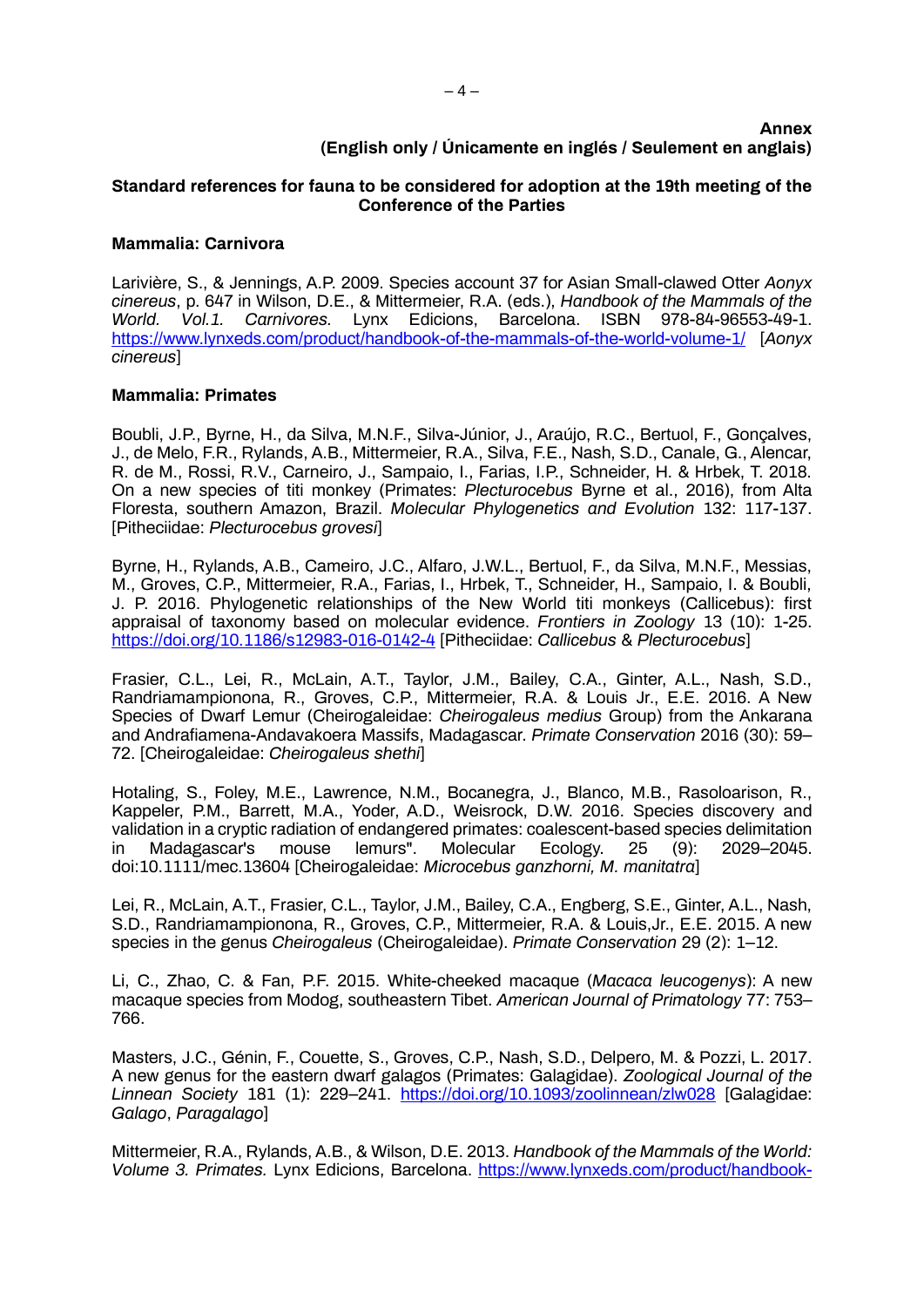**Annex**
**(English only / Únicamente en inglés / Seulement en anglais)**

**Standard references for fauna to be considered for adoption at the 19th meeting of the Conference of the Parties**

**Mammalia: Carnivora**

Larivière, S., & Jennings, A.P. 2009. Species account 37 for Asian Small-clawed Otter *Aonyx cinereus*, p. 647 in Wilson, D.E., & Mittermeier, R.A. (eds.), *Handbook of the Mammals of the World. Vol.1. Carnivores.* Lynx Edicions, Barcelona. ISBN 978-84-96553-49-1. https://www.lynxeds.com/product/handbook-of-the-mammals-of-the-world-volume-1/ [*Aonyx cinereus*]

**Mammalia: Primates**

Boubli, J.P., Byrne, H., da Silva, M.N.F., Silva-Júnior, J., Araújo, R.C., Bertuol, F., Gonçalves, J., de Melo, F.R., Rylands, A.B., Mittermeier, R.A., Silva, F.E., Nash, S.D., Canale, G., Alencar, R. de M., Rossi, R.V., Carneiro, J., Sampaio, I., Farias, I.P., Schneider, H. & Hrbek, T. 2018. On a new species of titi monkey (Primates: *Plecturocebus* Byrne et al., 2016), from Alta Floresta, southern Amazon, Brazil. *Molecular Phylogenetics and Evolution* 132: 117-137. [Pitheciidae: *Plecturocebus grovesi*]

Byrne, H., Rylands, A.B., Cameiro, J.C., Alfaro, J.W.L., Bertuol, F., da Silva, M.N.F., Messias, M., Groves, C.P., Mittermeier, R.A., Farias, I., Hrbek, T., Schneider, H., Sampaio, I. & Boubli, J. P. 2016. Phylogenetic relationships of the New World titi monkeys (Callicebus): first appraisal of taxonomy based on molecular evidence. *Frontiers in Zoology* 13 (10): 1-25. https://doi.org/10.1186/s12983-016-0142-4 [Pitheciidae: *Callicebus* & *Plecturocebus*]

Frasier, C.L., Lei, R., McLain, A.T., Taylor, J.M., Bailey, C.A., Ginter, A.L., Nash, S.D., Randriamampionona, R., Groves, C.P., Mittermeier, R.A. & Louis Jr., E.E. 2016. A New Species of Dwarf Lemur (Cheirogaleidae: *Cheirogaleus medius* Group) from the Ankarana and Andrafiamena-Andavakoera Massifs, Madagascar. *Primate Conservation* 2016 (30): 59–72. [Cheirogaleidae: *Cheirogaleus shethi*]

Hotaling, S., Foley, M.E., Lawrence, N.M., Bocanegra, J., Blanco, M.B., Rasoloarison, R., Kappeler, P.M., Barrett, M.A., Yoder, A.D., Weisrock, D.W. 2016. Species discovery and validation in a cryptic radiation of endangered primates: coalescent-based species delimitation in Madagascar's mouse lemurs". Molecular Ecology. 25 (9): 2029–2045. doi:10.1111/mec.13604 [Cheirogaleidae: *Microcebus ganzhorni, M. manitatra*]

Lei, R., McLain, A.T., Frasier, C.L., Taylor, J.M., Bailey, C.A., Engberg, S.E., Ginter, A.L., Nash, S.D., Randriamampionona, R., Groves, C.P., Mittermeier, R.A. & Louis,Jr., E.E. 2015. A new species in the genus *Cheirogaleus* (Cheirogaleidae). *Primate Conservation* 29 (2): 1–12.

Li, C., Zhao, C. & Fan, P.F. 2015. White-cheeked macaque (*Macaca leucogenys*): A new macaque species from Modog, southeastern Tibet. *American Journal of Primatology* 77: 753–766.

Masters, J.C., Génin, F., Couette, S., Groves, C.P., Nash, S.D., Delpero, M. & Pozzi, L. 2017. A new genus for the eastern dwarf galagos (Primates: Galagidae). *Zoological Journal of the Linnean Society* 181 (1): 229–241. https://doi.org/10.1093/zoolinnean/zlw028 [Galagidae: *Galago*, *Paragalago*]

Mittermeier, R.A., Rylands, A.B., & Wilson, D.E. 2013. *Handbook of the Mammals of the World: Volume 3. Primates.* Lynx Edicions, Barcelona. https://www.lynxeds.com/product/handbook-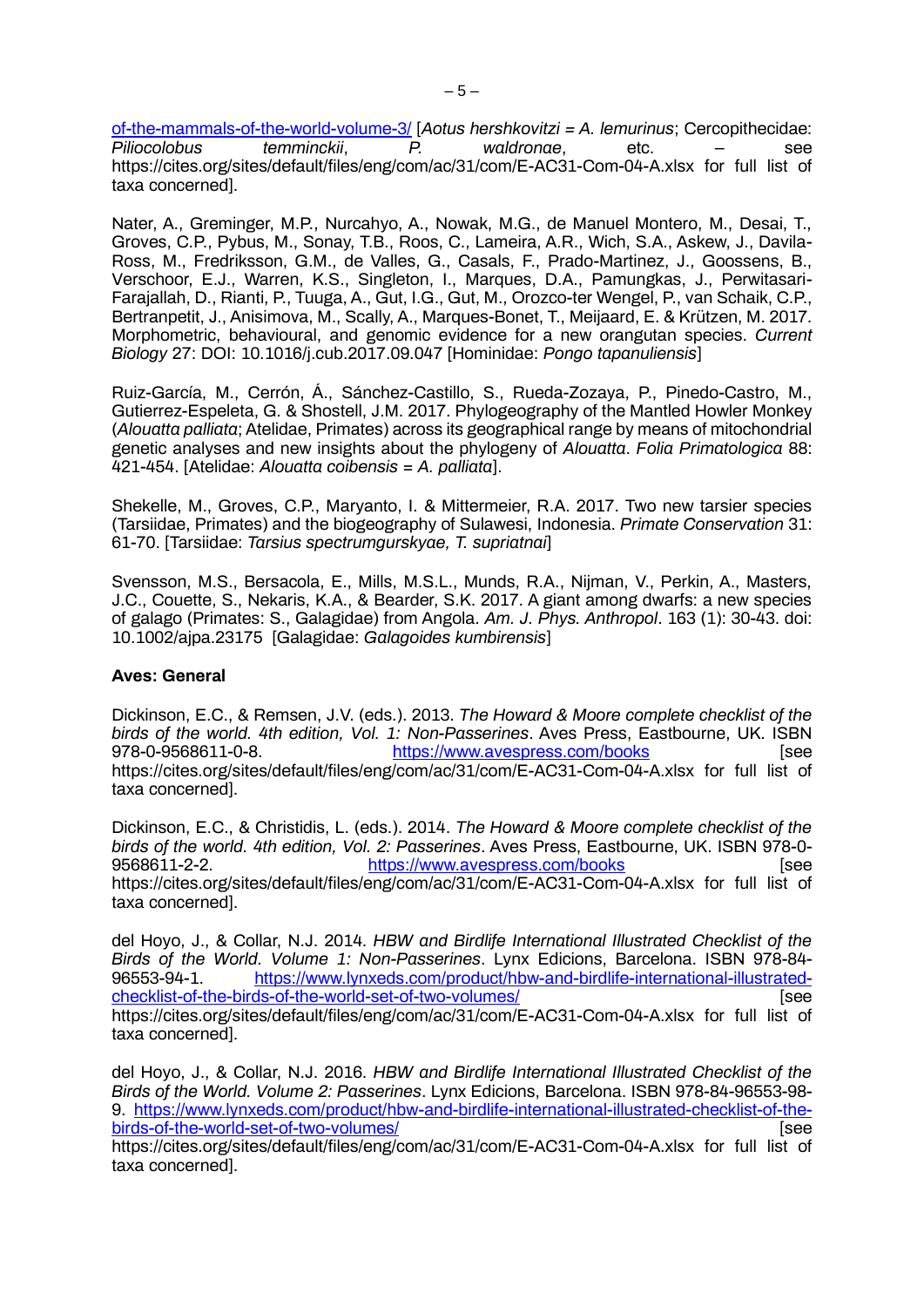[of-the-mammals-of-the-world-volume-3/](of-the-mammals-of-the-world-volume-3/) [*Aotus hershkovitzi = A. lemurinus*; Cercopithecidae: *Piliocolobus temminckii*, *P. waldronae*, etc. – see https://cites.org/sites/default/files/eng/com/ac/31/com/E-AC31-Com-04-A.xlsx for full list of taxa concerned].

Nater, A., Greminger, M.P., Nurcahyo, A., Nowak, M.G., de Manuel Montero, M., Desai, T., Groves, C.P., Pybus, M., Sonay, T.B., Roos, C., Lameira, A.R., Wich, S.A., Askew, J., Davila-Ross, M., Fredriksson, G.M., de Valles, G., Casals, F., Prado-Martinez, J., Goossens, B., Verschoor, E.J., Warren, K.S., Singleton, I., Marques, D.A., Pamungkas, J., Perwitasari-Farajallah, D., Rianti, P., Tuuga, A., Gut, I.G., Gut, M., Orozco-ter Wengel, P., van Schaik, C.P., Bertranpetit, J., Anisimova, M., Scally, A., Marques-Bonet, T., Meijaard, E. & Krützen, M. 2017. Morphometric, behavioural, and genomic evidence for a new orangutan species. *Current Biology* 27: DOI: 10.1016/j.cub.2017.09.047 [Hominidae: *Pongo tapanuliensis*]

Ruiz-García, M., Cerrón, Á., Sánchez-Castillo, S., Rueda-Zozaya, P., Pinedo-Castro, M., Gutierrez-Espeleta, G. & Shostell, J.M. 2017. Phylogeography of the Mantled Howler Monkey (*Alouatta palliata*; Atelidae, Primates) across its geographical range by means of mitochondrial genetic analyses and new insights about the phylogeny of *Alouatta*. *Folia Primatologica* 88: 421-454. [Atelidae: *Alouatta coibensis = A. palliata*].

Shekelle, M., Groves, C.P., Maryanto, I. & Mittermeier, R.A. 2017. Two new tarsier species (Tarsiidae, Primates) and the biogeography of Sulawesi, Indonesia. *Primate Conservation* 31: 61-70. [Tarsiidae: *Tarsius spectrumgurskyae, T. supriatnai*]

Svensson, M.S., Bersacola, E., Mills, M.S.L., Munds, R.A., Nijman, V., Perkin, A., Masters, J.C., Couette, S., Nekaris, K.A., & Bearder, S.K. 2017. A giant among dwarfs: a new species of galago (Primates: S., Galagidae) from Angola. *Am. J. Phys. Anthropol*. 163 (1): 30-43. doi: 10.1002/ajpa.23175 [Galagidae: *Galagoides kumbirensis*]

**Aves: General**

Dickinson, E.C., & Remsen, J.V. (eds.). 2013. *The Howard & Moore complete checklist of the birds of the world. 4th edition, Vol. 1: Non-Passerines*. Aves Press, Eastbourne, UK. ISBN 978-0-9568611-0-8. [https://www.avespress.com/books](https://www.avespress.com/books) [see https://cites.org/sites/default/files/eng/com/ac/31/com/E-AC31-Com-04-A.xlsx for full list of taxa concerned].

Dickinson, E.C., & Christidis, L. (eds.). 2014. *The Howard & Moore complete checklist of the birds of the world. 4th edition, Vol. 2: Passerines*. Aves Press, Eastbourne, UK. ISBN 978-0-9568611-2-2. [https://www.avespress.com/books](https://www.avespress.com/books) [see https://cites.org/sites/default/files/eng/com/ac/31/com/E-AC31-Com-04-A.xlsx for full list of taxa concerned].

del Hoyo, J., & Collar, N.J. 2014. *HBW and Birdlife International Illustrated Checklist of the Birds of the World. Volume 1: Non-Passerines*. Lynx Edicions, Barcelona. ISBN 978-84-96553-94-1. [https://www.lynxeds.com/product/hbw-and-birdlife-international-illustrated-checklist-of-the-birds-of-the-world-set-of-two-volumes/](https://www.lynxeds.com/product/hbw-and-birdlife-international-illustrated-checklist-of-the-birds-of-the-world-set-of-two-volumes/) [see https://cites.org/sites/default/files/eng/com/ac/31/com/E-AC31-Com-04-A.xlsx for full list of taxa concerned].

del Hoyo, J., & Collar, N.J. 2016. *HBW and Birdlife International Illustrated Checklist of the Birds of the World. Volume 2: Passerines*. Lynx Edicions, Barcelona. ISBN 978-84-96553-98-9. [https://www.lynxeds.com/product/hbw-and-birdlife-international-illustrated-checklist-of-the-birds-of-the-world-set-of-two-volumes/](https://www.lynxeds.com/product/hbw-and-birdlife-international-illustrated-checklist-of-the-birds-of-the-world-set-of-two-volumes/) [see https://cites.org/sites/default/files/eng/com/ac/31/com/E-AC31-Com-04-A.xlsx for full list of taxa concerned].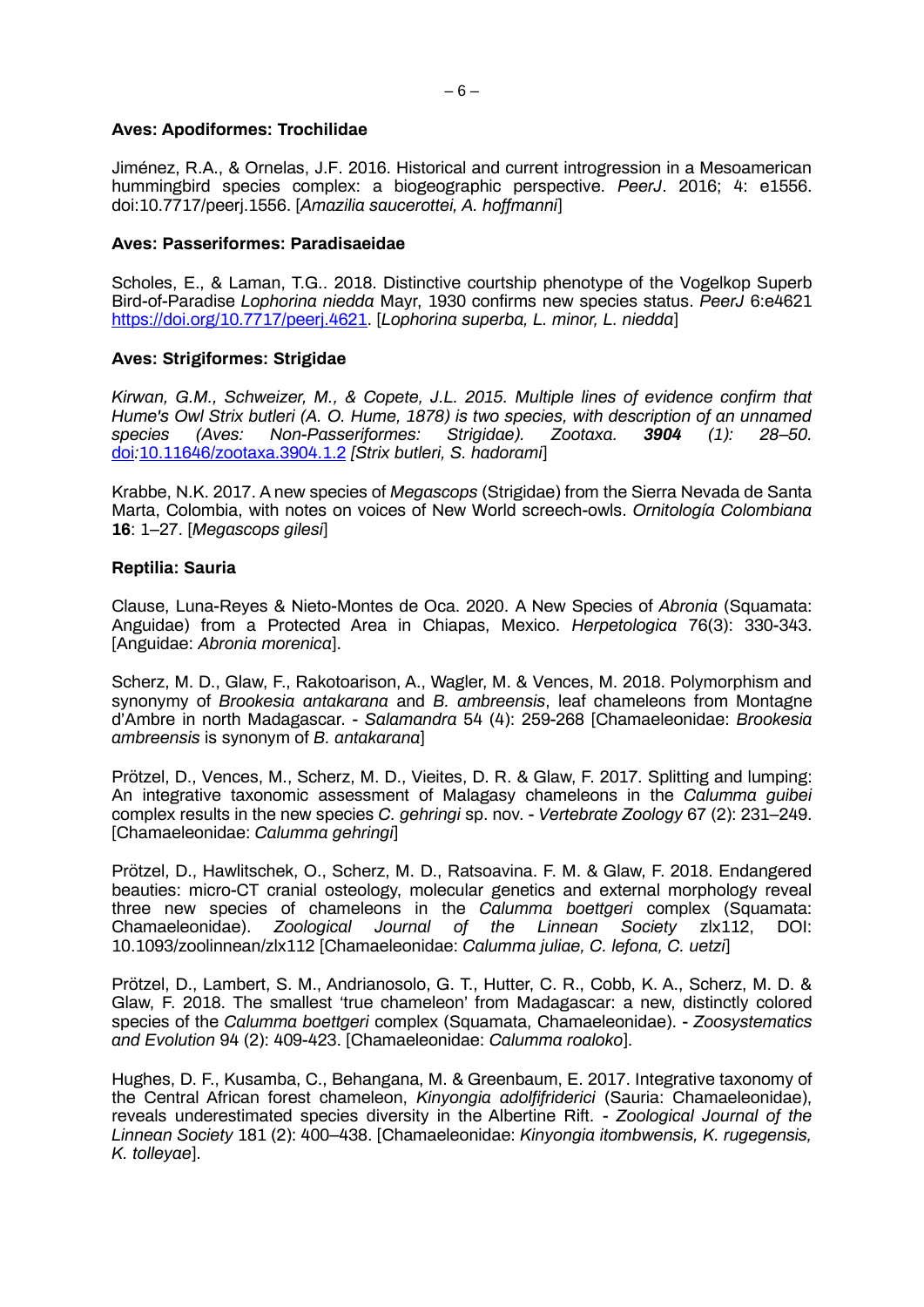**Aves: Apodiformes: Trochilidae**

Jiménez, R.A., & Ornelas, J.F. 2016. Historical and current introgression in a Mesoamerican hummingbird species complex: a biogeographic perspective. *PeerJ*. 2016; 4: e1556. doi:10.7717/peerj.1556. [*Amazilia saucerottei, A. hoffmanni*]

**Aves: Passeriformes: Paradisaeidae**

Scholes, E., & Laman, T.G.. 2018. Distinctive courtship phenotype of the Vogelkop Superb Bird-of-Paradise *Lophorina niedda* Mayr, 1930 confirms new species status. *PeerJ* 6:e4621 [https://doi.org/10.7717/peerj.4621](https://doi.org/10.7717/peerj.4621). [*Lophorina superba, L. minor, L. niedda*]

**Aves: Strigiformes: Strigidae**

*Kirwan, G.M., Schweizer, M., & Copete, J.L. 2015. Multiple lines of evidence confirm that Hume's Owl Strix butleri (A. O. Hume, 1878) is two species, with description of an unnamed species (Aves: Non-Passeriformes: Strigidae). Zootaxa.* ***3904*** *(1): 28–50.* [doi](https://doi.org/10.11646/zootaxa.3904.1.2)*:*[10.11646/zootaxa.3904.1.2](https://doi.org/10.11646/zootaxa.3904.1.2) *[Strix butleri, S. hadorami*]

Krabbe, N.K. 2017. A new species of *Megascops* (Strigidae) from the Sierra Nevada de Santa Marta, Colombia, with notes on voices of New World screech-owls. *Ornitología Colombiana* **16**: 1–27. [*Megascops gilesi*]

**Reptilia: Sauria**

Clause, Luna-Reyes & Nieto-Montes de Oca. 2020. A New Species of *Abronia* (Squamata: Anguidae) from a Protected Area in Chiapas, Mexico. *Herpetologica* 76(3): 330-343. [Anguidae: *Abronia morenica*].

Scherz, M. D., Glaw, F., Rakotoarison, A., Wagler, M. & Vences, M. 2018. Polymorphism and synonymy of *Brookesia antakarana* and *B. ambreensis*, leaf chameleons from Montagne d'Ambre in north Madagascar. - *Salamandra* 54 (4): 259-268 [Chamaeleonidae: *Brookesia ambreensis* is synonym of *B. antakarana*]

Prötzel, D., Vences, M., Scherz, M. D., Vieites, D. R. & Glaw, F. 2017. Splitting and lumping: An integrative taxonomic assessment of Malagasy chameleons in the *Calumma guibei* complex results in the new species *C. gehringi* sp. nov. - *Vertebrate Zoology* 67 (2): 231–249. [Chamaeleonidae: *Calumma gehringi*]

Prötzel, D., Hawlitschek, O., Scherz, M. D., Ratsoavina. F. M. & Glaw, F. 2018. Endangered beauties: micro-CT cranial osteology, molecular genetics and external morphology reveal three new species of chameleons in the *Calumma boettgeri* complex (Squamata: Chamaeleonidae). *Zoological Journal of the Linnean Society* zlx112, DOI: 10.1093/zoolinnean/zlx112 [Chamaeleonidae: *Calumma juliae, C. lefona, C. uetzi*]

Prötzel, D., Lambert, S. M., Andrianosolo, G. T., Hutter, C. R., Cobb, K. A., Scherz, M. D. & Glaw, F. 2018. The smallest 'true chameleon' from Madagascar: a new, distinctly colored species of the *Calumma boettgeri* complex (Squamata, Chamaeleonidae). - *Zoosystematics and Evolution* 94 (2): 409-423. [Chamaeleonidae: *Calumma roaloko*].

Hughes, D. F., Kusamba, C., Behangana, M. & Greenbaum, E. 2017. Integrative taxonomy of the Central African forest chameleon, *Kinyongia adolfifriderici* (Sauria: Chamaeleonidae), reveals underestimated species diversity in the Albertine Rift. - *Zoological Journal of the Linnean Society* 181 (2): 400–438. [Chamaeleonidae: *Kinyongia itombwensis, K. rugegensis, K. tolleyae*].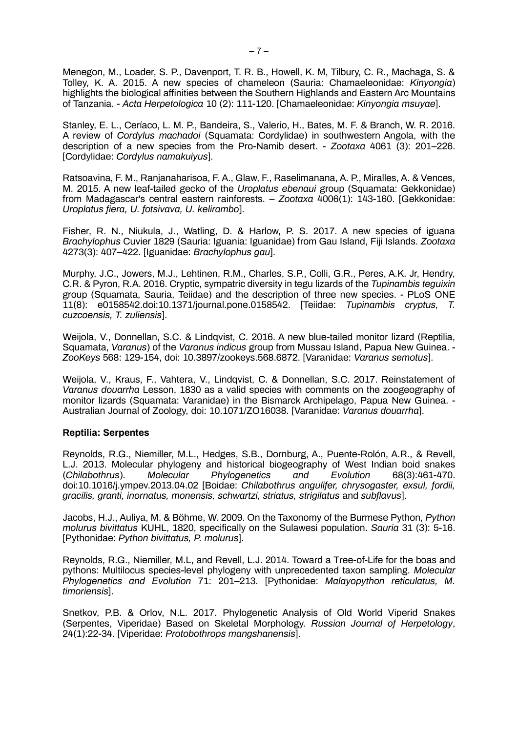Menegon, M., Loader, S. P., Davenport, T. R. B., Howell, K. M, Tilbury, C. R., Machaga, S. & Tolley, K. A. 2015. A new species of chameleon (Sauria: Chamaeleonidae: *Kinyongia*) highlights the biological affinities between the Southern Highlands and Eastern Arc Mountains of Tanzania. - *Acta Herpetologica* 10 (2): 111-120. [Chamaeleonidae: *Kinyongia msuyae*].

Stanley, E. L., Ceríaco, L. M. P., Bandeira, S., Valerio, H., Bates, M. F. & Branch, W. R. 2016. A review of *Cordylus machadoi* (Squamata: Cordylidae) in southwestern Angola, with the description of a new species from the Pro-Namib desert. - *Zootaxa* 4061 (3): 201–226. [Cordylidae: *Cordylus namakuiyus*].

Ratsoavina, F. M., Ranjanaharisoa, F. A., Glaw, F., Raselimanana, A. P., Miralles, A. & Vences, M. 2015. A new leaf-tailed gecko of the *Uroplatus ebenaui* group (Squamata: Gekkonidae) from Madagascar's central eastern rainforests. – *Zootaxa* 4006(1): 143-160. [Gekkonidae: *Uroplatus fiera, U. fotsivava, U. kelirambo*].

Fisher, R. N., Niukula, J., Watling, D. & Harlow, P. S. 2017. A new species of iguana *Brachylophus* Cuvier 1829 (Sauria: Iguania: Iguanidae) from Gau Island, Fiji Islands. *Zootaxa* 4273(3): 407–422. [Iguanidae: *Brachylophus gau*].

Murphy, J.C., Jowers, M.J., Lehtinen, R.M., Charles, S.P., Colli, G.R., Peres, A.K. Jr, Hendry, C.R. & Pyron, R.A. 2016. Cryptic, sympatric diversity in tegu lizards of the *Tupinambis teguixin* group (Squamata, Sauria, Teiidae) and the description of three new species. - PLoS ONE 11(8): e0158542.doi:10.1371/journal.pone.0158542. [Teiidae: *Tupinambis cryptus, T. cuzcoensis, T. zuliensis*].

Weijola, V., Donnellan, S.C. & Lindqvist, C. 2016. A new blue-tailed monitor lizard (Reptilia, Squamata, *Varanus*) of the *Varanus indicus* group from Mussau Island, Papua New Guinea. - *ZooKeys* 568: 129-154, doi: 10.3897/zookeys.568.6872. [Varanidae: *Varanus semotus*].

Weijola, V., Kraus, F., Vahtera, V., Lindqvist, C. & Donnellan, S.C. 2017. Reinstatement of *Varanus douarrha* Lesson, 1830 as a valid species with comments on the zoogeography of monitor lizards (Squamata: Varanidae) in the Bismarck Archipelago, Papua New Guinea. - Australian Journal of Zoology, doi: 10.1071/ZO16038. [Varanidae: *Varanus douarrha*].

**Reptilia: Serpentes**

Reynolds, R.G., Niemiller, M.L., Hedges, S.B., Dornburg, A., Puente-Rolón, A.R., & Revell, L.J. 2013. Molecular phylogeny and historical biogeography of West Indian boid snakes (*Chilabothrus*). *Molecular Phylogenetics and Evolution* 68(3):461-470. doi:10.1016/j.ympev.2013.04.02 [Boidae: *Chilabothrus angulifer, chrysogaster, exsul, fordii, gracilis, granti, inornatus, monensis, schwartzi, striatus, strigilatus* and *subflavus*].

Jacobs, H.J., Auliya, M. & Böhme, W. 2009. On the Taxonomy of the Burmese Python, *Python molurus bivittatus* KUHL, 1820, specifically on the Sulawesi population. *Sauria* 31 (3): 5-16. [Pythonidae: *Python bivittatus, P. molurus*].

Reynolds, R.G., Niemiller, M.L, and Revell, L.J. 2014. Toward a Tree-of-Life for the boas and pythons: Multilocus species-level phylogeny with unprecedented taxon sampling. *Molecular Phylogenetics and Evolution* 71: 201–213. [Pythonidae: *Malayopython reticulatus, M. timoriensis*].

Snetkov, P.B. & Orlov, N.L. 2017. Phylogenetic Analysis of Old World Viperid Snakes (Serpentes, Viperidae) Based on Skeletal Morphology. *Russian Journal of Herpetology*, 24(1):22-34. [Viperidae: *Protobothrops mangshanensis*].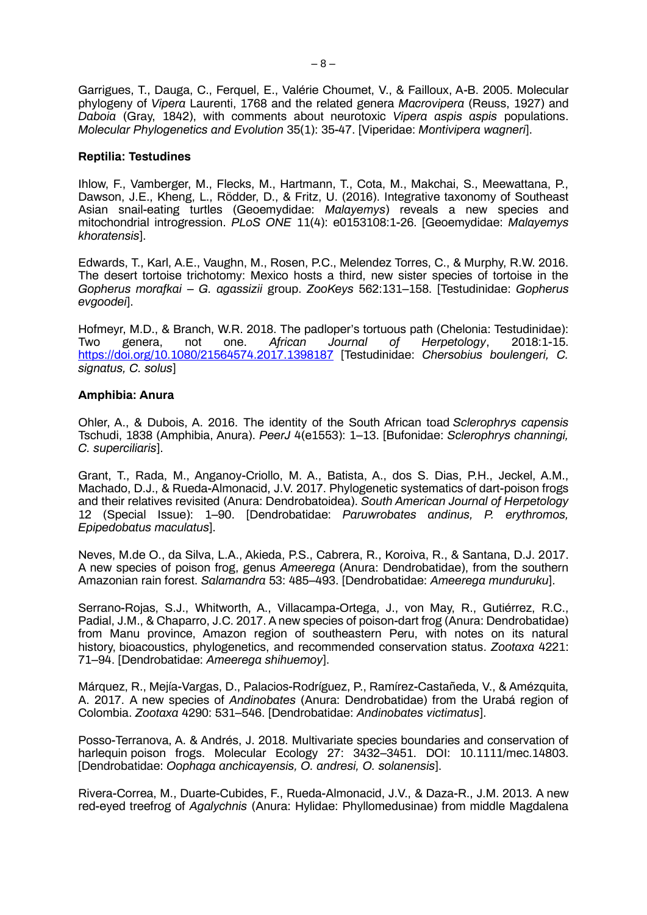Garrigues, T., Dauga, C., Ferquel, E., Valérie Choumet, V., & Failloux, A-B. 2005. Molecular phylogeny of *Vipera* Laurenti, 1768 and the related genera *Macrovipera* (Reuss, 1927) and *Daboia* (Gray, 1842), with comments about neurotoxic *Vipera aspis aspis* populations. *Molecular Phylogenetics and Evolution* 35(1): 35-47. [Viperidae: *Montivipera wagneri*].

**Reptilia: Testudines**

Ihlow, F., Vamberger, M., Flecks, M., Hartmann, T., Cota, M., Makchai, S., Meewattana, P., Dawson, J.E., Kheng, L., Rödder, D., & Fritz, U. (2016). Integrative taxonomy of Southeast Asian snail-eating turtles (Geoemydidae: *Malayemys*) reveals a new species and mitochondrial introgression. *PLoS ONE* 11(4): e0153108:1-26. [Geoemydidae: *Malayemys khoratensis*].

Edwards, T., Karl, A.E., Vaughn, M., Rosen, P.C., Melendez Torres, C., & Murphy, R.W. 2016. The desert tortoise trichotomy: Mexico hosts a third, new sister species of tortoise in the *Gopherus morafkai – G. agassizii* group. *ZooKeys* 562:131–158. [Testudinidae: *Gopherus evgoodei*].

Hofmeyr, M.D., & Branch, W.R. 2018. The padloper's tortuous path (Chelonia: Testudinidae): Two genera, not one. *African Journal of Herpetology*, 2018:1-15. https://doi.org/10.1080/21564574.2017.1398187 [Testudinidae: *Chersobius boulengeri, C. signatus, C. solus*]

**Amphibia: Anura**

Ohler, A., & Dubois, A. 2016. The identity of the South African toad *Sclerophrys capensis* Tschudi, 1838 (Amphibia, Anura). *PeerJ* 4(e1553): 1–13. [Bufonidae: *Sclerophrys channingi, C. superciliaris*].

Grant, T., Rada, M., Anganoy-Criollo, M. A., Batista, A., dos S. Dias, P.H., Jeckel, A.M., Machado, D.J., & Rueda-Almonacid, J.V. 2017. Phylogenetic systematics of dart-poison frogs and their relatives revisited (Anura: Dendrobatoidea). *South American Journal of Herpetology* 12 (Special Issue): 1–90. [Dendrobatidae: *Paruwrobates andinus, P. erythromos, Epipedobatus maculatus*].

Neves, M.de O., da Silva, L.A., Akieda, P.S., Cabrera, R., Koroiva, R., & Santana, D.J. 2017. A new species of poison frog, genus *Ameerega* (Anura: Dendrobatidae), from the southern Amazonian rain forest. *Salamandra* 53: 485–493. [Dendrobatidae: *Ameerega munduruku*].

Serrano-Rojas, S.J., Whitworth, A., Villacampa-Ortega, J., von May, R., Gutiérrez, R.C., Padial, J.M., & Chaparro, J.C. 2017. A new species of poison-dart frog (Anura: Dendrobatidae) from Manu province, Amazon region of southeastern Peru, with notes on its natural history, bioacoustics, phylogenetics, and recommended conservation status. *Zootaxa* 4221: 71–94. [Dendrobatidae: *Ameerega shihuemoy*].

Márquez, R., Mejía-Vargas, D., Palacios-Rodríguez, P., Ramírez-Castañeda, V., & Amézquita, A. 2017. A new species of *Andinobates* (Anura: Dendrobatidae) from the Urabá region of Colombia. *Zootaxa* 4290: 531–546. [Dendrobatidae: *Andinobates victimatus*].

Posso-Terranova, A. & Andrés, J. 2018. Multivariate species boundaries and conservation of harlequin poison frogs. Molecular Ecology 27: 3432–3451. DOI: 10.1111/mec.14803. [Dendrobatidae: *Oophaga anchicayensis, O. andresi, O. solanensis*].

Rivera-Correa, M., Duarte-Cubides, F., Rueda-Almonacid, J.V., & Daza-R., J.M. 2013. A new red-eyed treefrog of *Agalychnis* (Anura: Hylidae: Phyllomedusinae) from middle Magdalena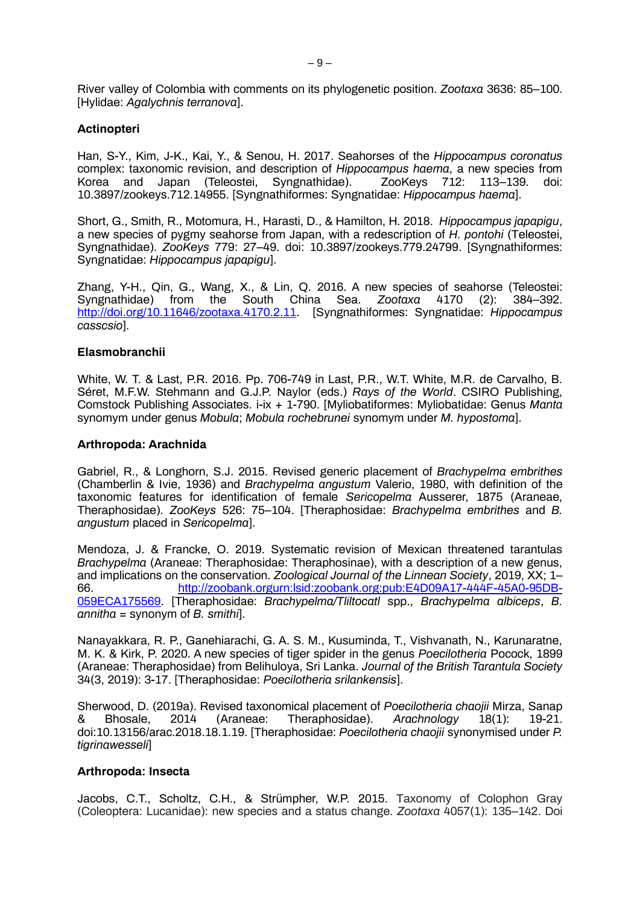River valley of Colombia with comments on its phylogenetic position. *Zootaxa* 3636: 85–100. [Hylidae: *Agalychnis terranova*].

### Actinopteri

Han, S-Y., Kim, J-K., Kai, Y., & Senou, H. 2017. Seahorses of the *Hippocampus coronatus* complex: taxonomic revision, and description of *Hippocampus haema*, a new species from Korea and Japan (Teleostei, Syngnathidae). ZooKeys 712: 113–139. doi: 10.3897/zookeys.712.14955. [Syngnathiformes: Syngnatidae: *Hippocampus haema*].

Short, G., Smith, R., Motomura, H., Harasti, D., & Hamilton, H. 2018. *Hippocampus japapigu*, a new species of pygmy seahorse from Japan, with a redescription of *H. pontohi* (Teleostei, Syngnathidae). *ZooKeys* 779: 27–49. doi: 10.3897/zookeys.779.24799. [Syngnathiformes: Syngnatidae: *Hippocampus japapigu*].

Zhang, Y-H., Qin, G., Wang, X., & Lin, Q. 2016. A new species of seahorse (Teleostei: Syngnathidae) from the South China Sea. *Zootaxa* 4170 (2): 384–392. http://doi.org/10.11646/zootaxa.4170.2.11. [Syngnathiformes: Syngnatidae: *Hippocampus casscsio*].

### Elasmobranchii

White, W. T. & Last, P.R. 2016. Pp. 706-749 in Last, P.R., W.T. White, M.R. de Carvalho, B. Séret, M.F.W. Stehmann and G.J.P. Naylor (eds.) *Rays of the World*. CSIRO Publishing, Comstock Publishing Associates. i-ix + 1-790. [Myliobatiformes: Myliobatidae: Genus *Manta* synomym under genus *Mobula*; *Mobula rochebrunei* synomym under *M. hypostoma*].

### Arthropoda: Arachnida

Gabriel, R., & Longhorn, S.J. 2015. Revised generic placement of *Brachypelma embrithes* (Chamberlin & Ivie, 1936) and *Brachypelma angustum* Valerio, 1980, with definition of the taxonomic features for identification of female *Sericopelma* Ausserer, 1875 (Araneae, Theraphosidae). *ZooKeys* 526: 75–104. [Theraphosidae: *Brachypelma embrithes* and *B. angustum* placed in *Sericopelma*].

Mendoza, J. & Francke, O. 2019. Systematic revision of Mexican threatened tarantulas *Brachypelma* (Araneae: Theraphosidae: Theraphosinae), with a description of a new genus, and implications on the conservation. *Zoological Journal of the Linnean Society*, 2019, XX; 1–66. http://zoobank.orgurn:lsid:zoobank.org:pub:E4D09A17-444F-45A0-95DB-059ECA175569. [Theraphosidae: *Brachypelma/Tliltocatl* spp., *Brachypelma albiceps*, *B. annitha* = synonym of *B. smithi*].

Nanayakkara, R. P., Ganehiarachi, G. A. S. M., Kusuminda, T., Vishvanath, N., Karunaratne, M. K. & Kirk, P. 2020. A new species of tiger spider in the genus *Poecilotheria* Pocock, 1899 (Araneae: Theraphosidae) from Belihuloya, Sri Lanka. *Journal of the British Tarantula Society* 34(3, 2019): 3-17. [Theraphosidae: *Poecilotheria srilankensis*].

Sherwood, D. (2019a). Revised taxonomical placement of *Poecilotheria chaojii* Mirza, Sanap & Bhosale, 2014 (Araneae: Theraphosidae). *Arachnology* 18(1): 19-21. doi:10.13156/arac.2018.18.1.19. [Theraphosidae: *Poecilotheria chaojii* synonymised under *P. tigrinawesseli*]

### Arthropoda: Insecta

Jacobs, C.T., Scholtz, C.H., & Strümpher, W.P. 2015. Taxonomy of Colophon Gray (Coleoptera: Lucanidae): new species and a status change. *Zootaxa* 4057(1): 135–142. Doi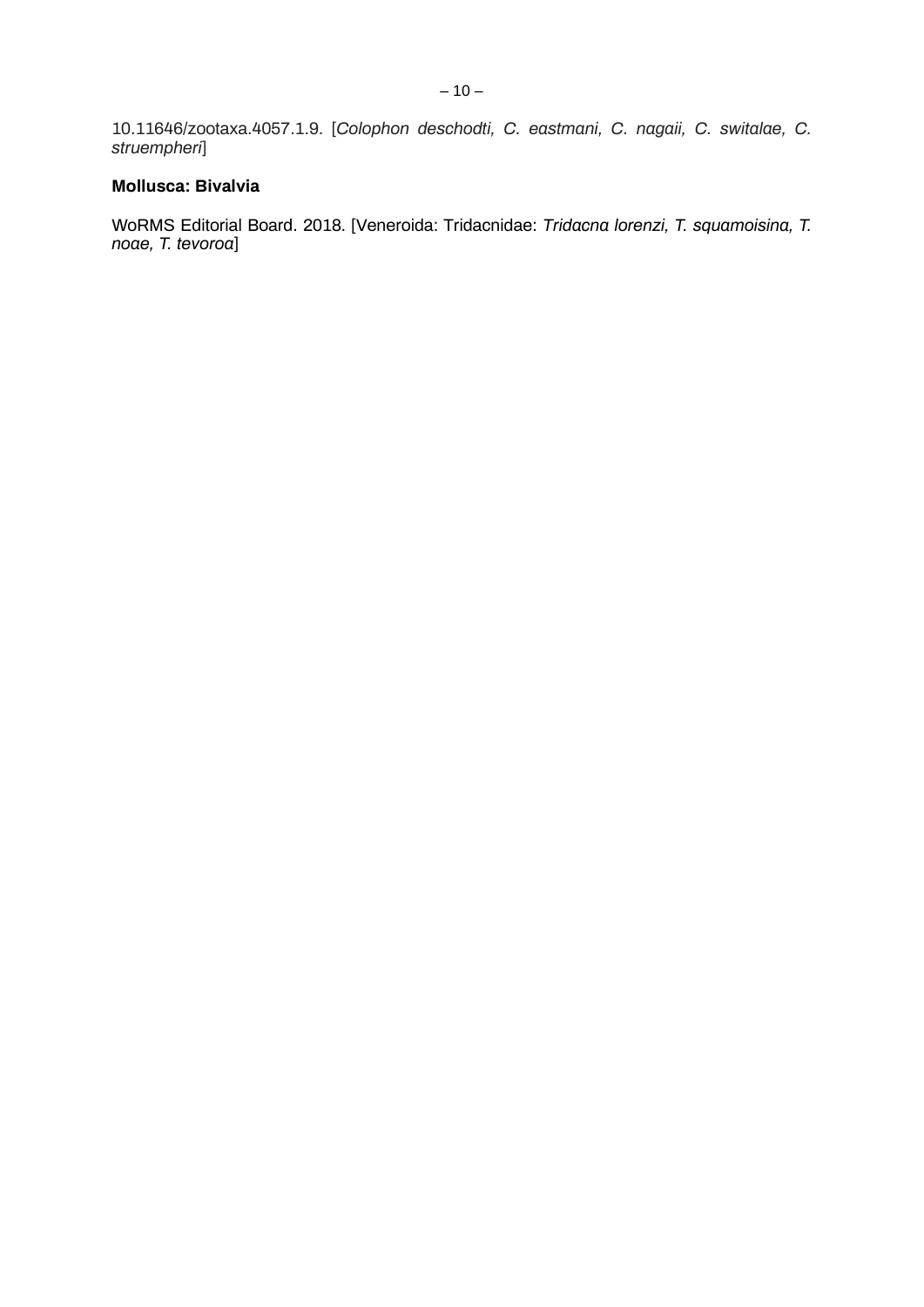10.11646/zootaxa.4057.1.9. [*Colophon deschodti, C. eastmani, C. nagaii, C. switalae, C. struempheri*]

**Mollusca: Bivalvia**

WoRMS Editorial Board. 2018. [Veneroida: Tridacnidae: *Tridacna lorenzi, T. squamoisina, T. noae, T. tevoroa*]